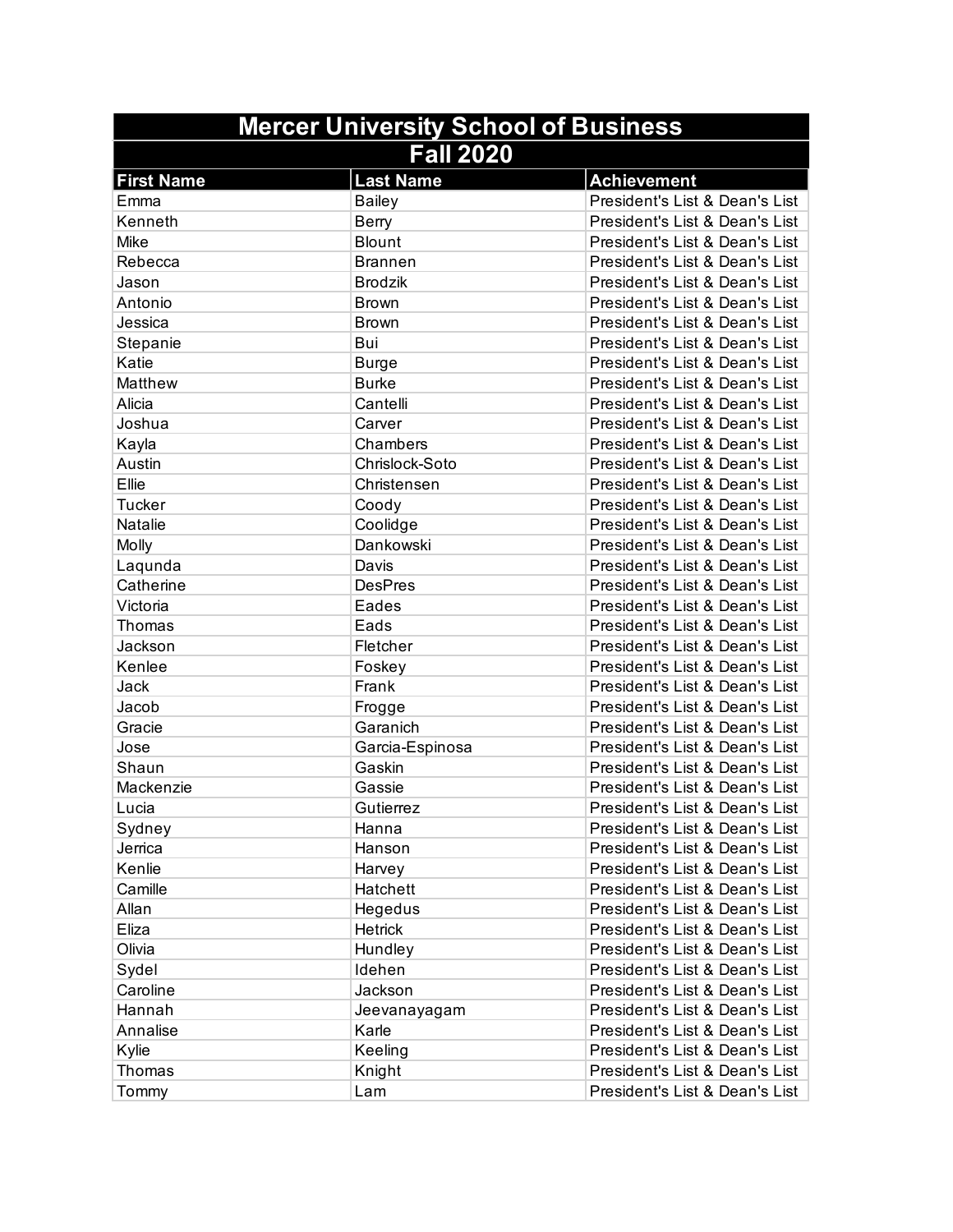# Mercer University School of Business

## Fall 2020

| First Name | Last Name | Achievement |
|---|---|---|
| Emma | Bailey | President's List & Dean's List |
| Kenneth | Berry | President's List & Dean's List |
| Mike | Blount | President's List & Dean's List |
| Rebecca | Brannen | President's List & Dean's List |
| Jason | Brodzik | President's List & Dean's List |
| Antonio | Brown | President's List & Dean's List |
| Jessica | Brown | President's List & Dean's List |
| Stepanie | Bui | President's List & Dean's List |
| Katie | Burge | President's List & Dean's List |
| Matthew | Burke | President's List & Dean's List |
| Alicia | Cantelli | President's List & Dean's List |
| Joshua | Carver | President's List & Dean's List |
| Kayla | Chambers | President's List & Dean's List |
| Austin | Chrislock-Soto | President's List & Dean's List |
| Ellie | Christensen | President's List & Dean's List |
| Tucker | Coody | President's List & Dean's List |
| Natalie | Coolidge | President's List & Dean's List |
| Molly | Dankowski | President's List & Dean's List |
| Laqunda | Davis | President's List & Dean's List |
| Catherine | DesPres | President's List & Dean's List |
| Victoria | Eades | President's List & Dean's List |
| Thomas | Eads | President's List & Dean's List |
| Jackson | Fletcher | President's List & Dean's List |
| Kenlee | Foskey | President's List & Dean's List |
| Jack | Frank | President's List & Dean's List |
| Jacob | Frogge | President's List & Dean's List |
| Gracie | Garanich | President's List & Dean's List |
| Jose | Garcia-Espinosa | President's List & Dean's List |
| Shaun | Gaskin | President's List & Dean's List |
| Mackenzie | Gassie | President's List & Dean's List |
| Lucia | Gutierrez | President's List & Dean's List |
| Sydney | Hanna | President's List & Dean's List |
| Jerrica | Hanson | President's List & Dean's List |
| Kenlie | Harvey | President's List & Dean's List |
| Camille | Hatchett | President's List & Dean's List |
| Allan | Hegedus | President's List & Dean's List |
| Eliza | Hetrick | President's List & Dean's List |
| Olivia | Hundley | President's List & Dean's List |
| Sydel | Idehen | President's List & Dean's List |
| Caroline | Jackson | President's List & Dean's List |
| Hannah | Jeevanayagam | President's List & Dean's List |
| Annalise | Karle | President's List & Dean's List |
| Kylie | Keeling | President's List & Dean's List |
| Thomas | Knight | President's List & Dean's List |
| Tommy | Lam | President's List & Dean's List |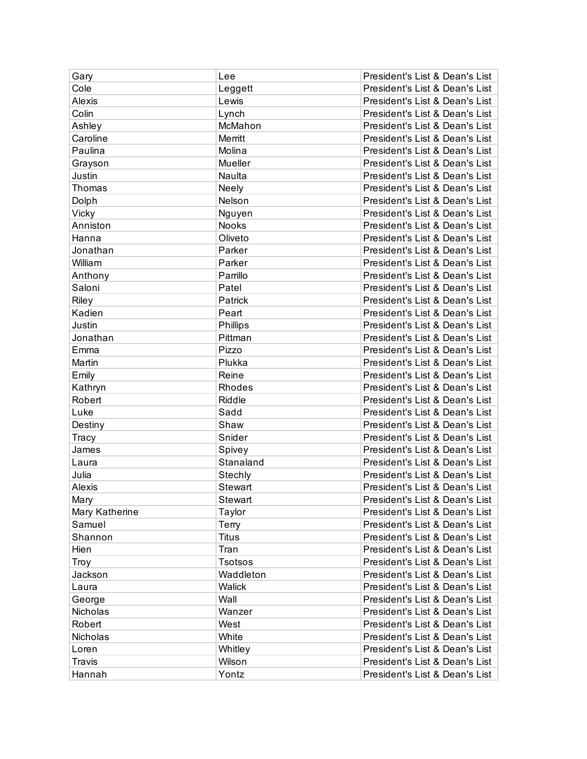| | | |
|---|---|---|
| Gary | Lee | President's List & Dean's List |
| Cole | Leggett | President's List & Dean's List |
| Alexis | Lewis | President's List & Dean's List |
| Colin | Lynch | President's List & Dean's List |
| Ashley | McMahon | President's List & Dean's List |
| Caroline | Merritt | President's List & Dean's List |
| Paulina | Molina | President's List & Dean's List |
| Grayson | Mueller | President's List & Dean's List |
| Justin | Naulta | President's List & Dean's List |
| Thomas | Neely | President's List & Dean's List |
| Dolph | Nelson | President's List & Dean's List |
| Vicky | Nguyen | President's List & Dean's List |
| Anniston | Nooks | President's List & Dean's List |
| Hanna | Oliveto | President's List & Dean's List |
| Jonathan | Parker | President's List & Dean's List |
| William | Parker | President's List & Dean's List |
| Anthony | Parrillo | President's List & Dean's List |
| Saloni | Patel | President's List & Dean's List |
| Riley | Patrick | President's List & Dean's List |
| Kadien | Peart | President's List & Dean's List |
| Justin | Phillips | President's List & Dean's List |
| Jonathan | Pittman | President's List & Dean's List |
| Emma | Pizzo | President's List & Dean's List |
| Martin | Plukka | President's List & Dean's List |
| Emily | Reine | President's List & Dean's List |
| Kathryn | Rhodes | President's List & Dean's List |
| Robert | Riddle | President's List & Dean's List |
| Luke | Sadd | President's List & Dean's List |
| Destiny | Shaw | President's List & Dean's List |
| Tracy | Snider | President's List & Dean's List |
| James | Spivey | President's List & Dean's List |
| Laura | Stanaland | President's List & Dean's List |
| Julia | Stechly | President's List & Dean's List |
| Alexis | Stewart | President's List & Dean's List |
| Mary | Stewart | President's List & Dean's List |
| Mary Katherine | Taylor | President's List & Dean's List |
| Samuel | Terry | President's List & Dean's List |
| Shannon | Titus | President's List & Dean's List |
| Hien | Tran | President's List & Dean's List |
| Troy | Tsotsos | President's List & Dean's List |
| Jackson | Waddleton | President's List & Dean's List |
| Laura | Walick | President's List & Dean's List |
| George | Wall | President's List & Dean's List |
| Nicholas | Wanzer | President's List & Dean's List |
| Robert | West | President's List & Dean's List |
| Nicholas | White | President's List & Dean's List |
| Loren | Whitley | President's List & Dean's List |
| Travis | Wilson | President's List & Dean's List |
| Hannah | Yontz | President's List & Dean's List |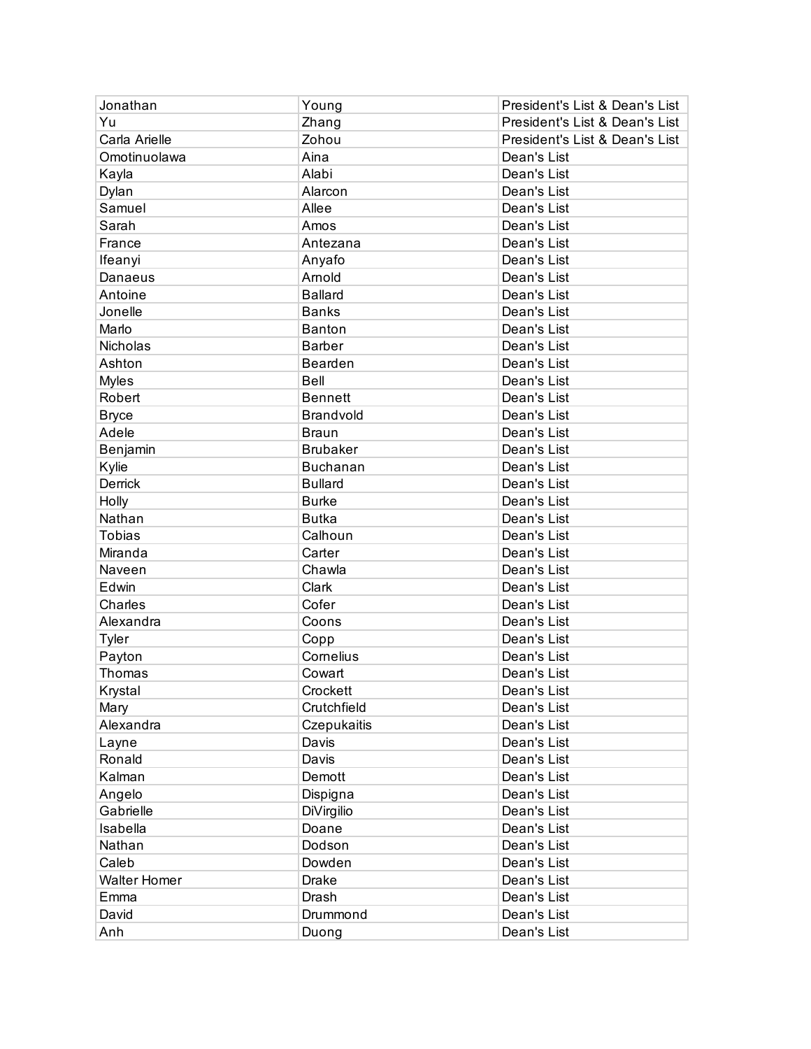| | | |
|---|---|---|
| Jonathan | Young | President's List & Dean's List |
| Yu | Zhang | President's List & Dean's List |
| Carla Arielle | Zohou | President's List & Dean's List |
| Omotinuolawa | Aina | Dean's List |
| Kayla | Alabi | Dean's List |
| Dylan | Alarcon | Dean's List |
| Samuel | Allee | Dean's List |
| Sarah | Amos | Dean's List |
| France | Antezana | Dean's List |
| Ifeanyi | Anyafo | Dean's List |
| Danaeus | Arnold | Dean's List |
| Antoine | Ballard | Dean's List |
| Jonelle | Banks | Dean's List |
| Marlo | Banton | Dean's List |
| Nicholas | Barber | Dean's List |
| Ashton | Bearden | Dean's List |
| Myles | Bell | Dean's List |
| Robert | Bennett | Dean's List |
| Bryce | Brandvold | Dean's List |
| Adele | Braun | Dean's List |
| Benjamin | Brubaker | Dean's List |
| Kylie | Buchanan | Dean's List |
| Derrick | Bullard | Dean's List |
| Holly | Burke | Dean's List |
| Nathan | Butka | Dean's List |
| Tobias | Calhoun | Dean's List |
| Miranda | Carter | Dean's List |
| Naveen | Chawla | Dean's List |
| Edwin | Clark | Dean's List |
| Charles | Cofer | Dean's List |
| Alexandra | Coons | Dean's List |
| Tyler | Copp | Dean's List |
| Payton | Cornelius | Dean's List |
| Thomas | Cowart | Dean's List |
| Krystal | Crockett | Dean's List |
| Mary | Crutchfield | Dean's List |
| Alexandra | Czepukaitis | Dean's List |
| Layne | Davis | Dean's List |
| Ronald | Davis | Dean's List |
| Kalman | Demott | Dean's List |
| Angelo | Dispigna | Dean's List |
| Gabrielle | DiVirgilio | Dean's List |
| Isabella | Doane | Dean's List |
| Nathan | Dodson | Dean's List |
| Caleb | Dowden | Dean's List |
| Walter Homer | Drake | Dean's List |
| Emma | Drash | Dean's List |
| David | Drummond | Dean's List |
| Anh | Duong | Dean's List |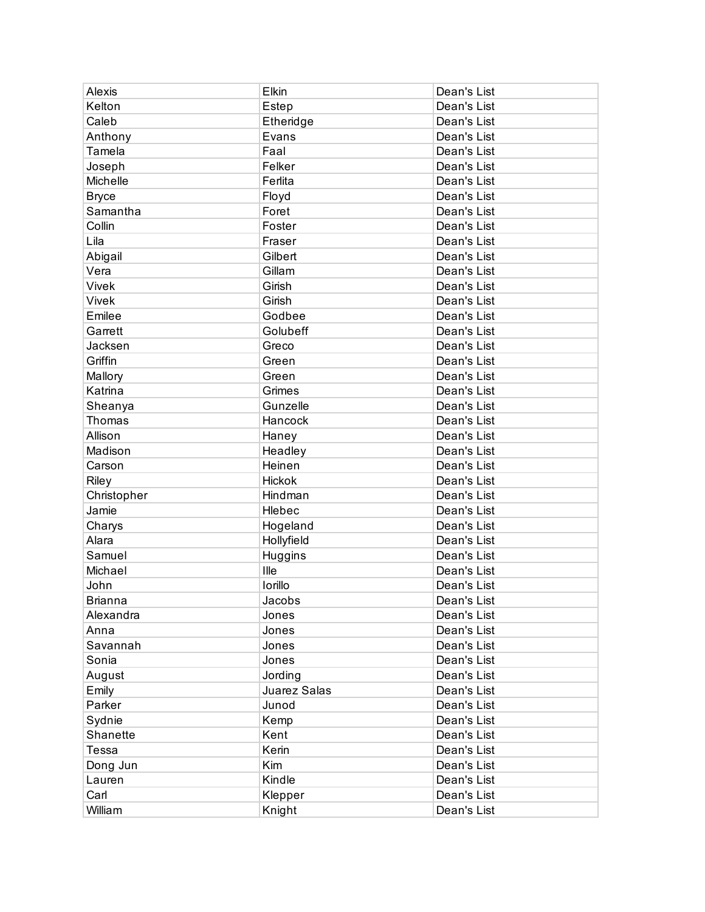| | | |
|---|---|---|
| Alexis | Elkin | Dean's List |
| Kelton | Estep | Dean's List |
| Caleb | Etheridge | Dean's List |
| Anthony | Evans | Dean's List |
| Tamela | Faal | Dean's List |
| Joseph | Felker | Dean's List |
| Michelle | Ferlita | Dean's List |
| Bryce | Floyd | Dean's List |
| Samantha | Foret | Dean's List |
| Collin | Foster | Dean's List |
| Lila | Fraser | Dean's List |
| Abigail | Gilbert | Dean's List |
| Vera | Gillam | Dean's List |
| Vivek | Girish | Dean's List |
| Vivek | Girish | Dean's List |
| Emilee | Godbee | Dean's List |
| Garrett | Golubeff | Dean's List |
| Jacksen | Greco | Dean's List |
| Griffin | Green | Dean's List |
| Mallory | Green | Dean's List |
| Katrina | Grimes | Dean's List |
| Sheanya | Gunzelle | Dean's List |
| Thomas | Hancock | Dean's List |
| Allison | Haney | Dean's List |
| Madison | Headley | Dean's List |
| Carson | Heinen | Dean's List |
| Riley | Hickok | Dean's List |
| Christopher | Hindman | Dean's List |
| Jamie | Hlebec | Dean's List |
| Charys | Hogeland | Dean's List |
| Alara | Hollyfield | Dean's List |
| Samuel | Huggins | Dean's List |
| Michael | Ille | Dean's List |
| John | Iorillo | Dean's List |
| Brianna | Jacobs | Dean's List |
| Alexandra | Jones | Dean's List |
| Anna | Jones | Dean's List |
| Savannah | Jones | Dean's List |
| Sonia | Jones | Dean's List |
| August | Jording | Dean's List |
| Emily | Juarez Salas | Dean's List |
| Parker | Junod | Dean's List |
| Sydnie | Kemp | Dean's List |
| Shanette | Kent | Dean's List |
| Tessa | Kerin | Dean's List |
| Dong Jun | Kim | Dean's List |
| Lauren | Kindle | Dean's List |
| Carl | Klepper | Dean's List |
| William | Knight | Dean's List |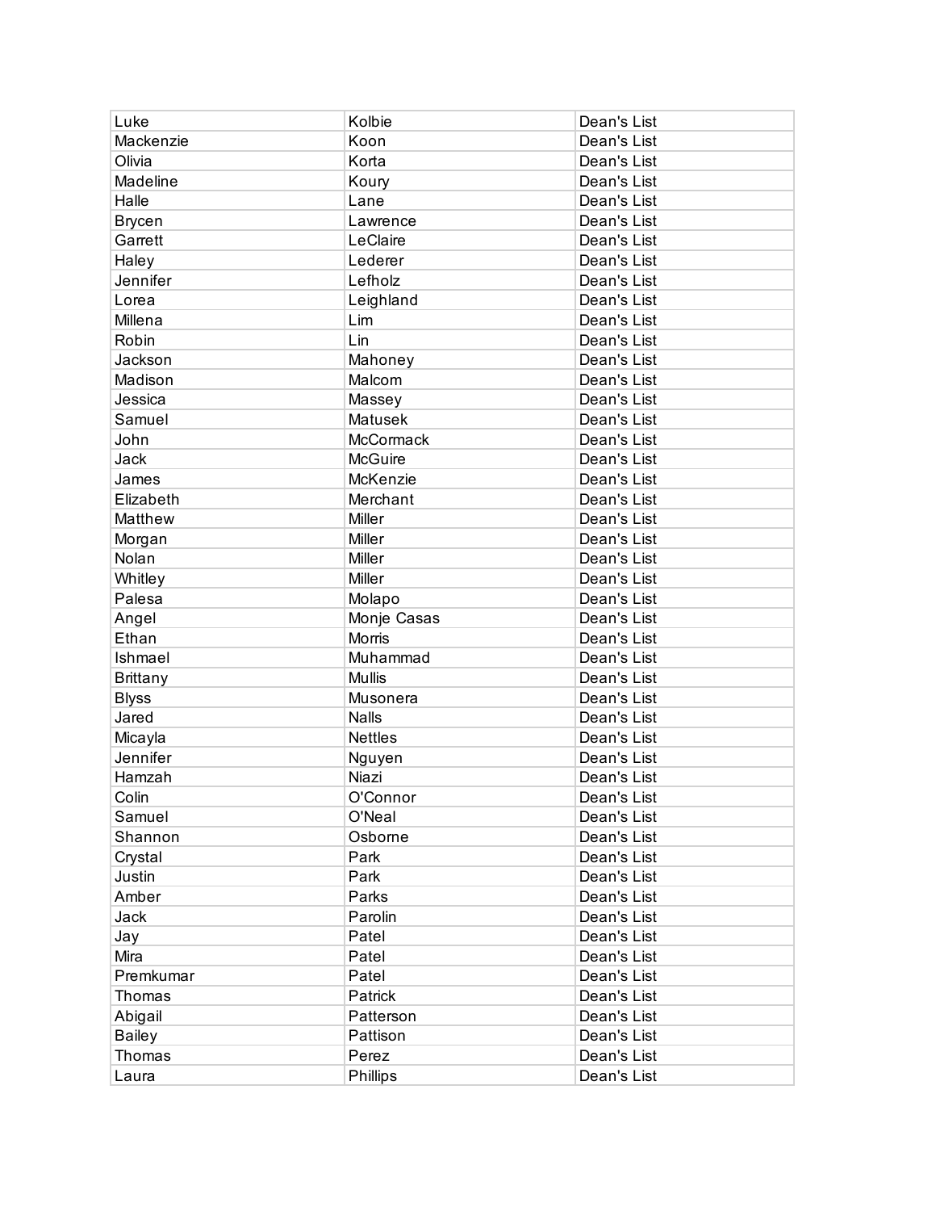| | | |
|---|---|---|
| Luke | Kolbie | Dean's List |
| Mackenzie | Koon | Dean's List |
| Olivia | Korta | Dean's List |
| Madeline | Koury | Dean's List |
| Halle | Lane | Dean's List |
| Brycen | Lawrence | Dean's List |
| Garrett | LeClaire | Dean's List |
| Haley | Lederer | Dean's List |
| Jennifer | Lefholz | Dean's List |
| Lorea | Leighland | Dean's List |
| Millena | Lim | Dean's List |
| Robin | Lin | Dean's List |
| Jackson | Mahoney | Dean's List |
| Madison | Malcom | Dean's List |
| Jessica | Massey | Dean's List |
| Samuel | Matusek | Dean's List |
| John | McCormack | Dean's List |
| Jack | McGuire | Dean's List |
| James | McKenzie | Dean's List |
| Elizabeth | Merchant | Dean's List |
| Matthew | Miller | Dean's List |
| Morgan | Miller | Dean's List |
| Nolan | Miller | Dean's List |
| Whitley | Miller | Dean's List |
| Palesa | Molapo | Dean's List |
| Angel | Monje Casas | Dean's List |
| Ethan | Morris | Dean's List |
| Ishmael | Muhammad | Dean's List |
| Brittany | Mullis | Dean's List |
| Blyss | Musonera | Dean's List |
| Jared | Nalls | Dean's List |
| Micayla | Nettles | Dean's List |
| Jennifer | Nguyen | Dean's List |
| Hamzah | Niazi | Dean's List |
| Colin | O'Connor | Dean's List |
| Samuel | O'Neal | Dean's List |
| Shannon | Osborne | Dean's List |
| Crystal | Park | Dean's List |
| Justin | Park | Dean's List |
| Amber | Parks | Dean's List |
| Jack | Parolin | Dean's List |
| Jay | Patel | Dean's List |
| Mira | Patel | Dean's List |
| Premkumar | Patel | Dean's List |
| Thomas | Patrick | Dean's List |
| Abigail | Patterson | Dean's List |
| Bailey | Pattison | Dean's List |
| Thomas | Perez | Dean's List |
| Laura | Phillips | Dean's List |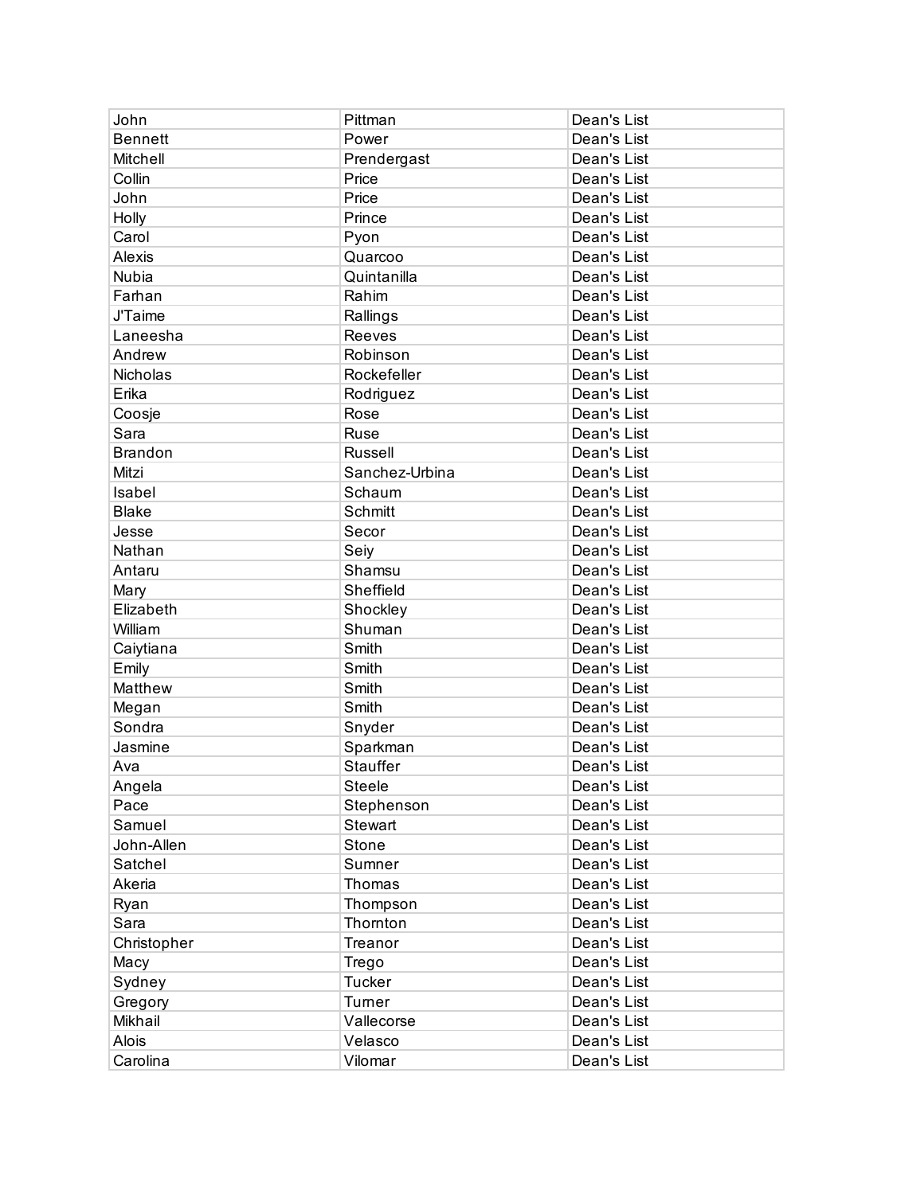| | | |
|---|---|---|
| John | Pittman | Dean's List |
| Bennett | Power | Dean's List |
| Mitchell | Prendergast | Dean's List |
| Collin | Price | Dean's List |
| John | Price | Dean's List |
| Holly | Prince | Dean's List |
| Carol | Pyon | Dean's List |
| Alexis | Quarcoo | Dean's List |
| Nubia | Quintanilla | Dean's List |
| Farhan | Rahim | Dean's List |
| J'Taime | Rallings | Dean's List |
| Laneesha | Reeves | Dean's List |
| Andrew | Robinson | Dean's List |
| Nicholas | Rockefeller | Dean's List |
| Erika | Rodriguez | Dean's List |
| Coosje | Rose | Dean's List |
| Sara | Ruse | Dean's List |
| Brandon | Russell | Dean's List |
| Mitzi | Sanchez-Urbina | Dean's List |
| Isabel | Schaum | Dean's List |
| Blake | Schmitt | Dean's List |
| Jesse | Secor | Dean's List |
| Nathan | Seiy | Dean's List |
| Antaru | Shamsu | Dean's List |
| Mary | Sheffield | Dean's List |
| Elizabeth | Shockley | Dean's List |
| William | Shuman | Dean's List |
| Caiytiana | Smith | Dean's List |
| Emily | Smith | Dean's List |
| Matthew | Smith | Dean's List |
| Megan | Smith | Dean's List |
| Sondra | Snyder | Dean's List |
| Jasmine | Sparkman | Dean's List |
| Ava | Stauffer | Dean's List |
| Angela | Steele | Dean's List |
| Pace | Stephenson | Dean's List |
| Samuel | Stewart | Dean's List |
| John-Allen | Stone | Dean's List |
| Satchel | Sumner | Dean's List |
| Akeria | Thomas | Dean's List |
| Ryan | Thompson | Dean's List |
| Sara | Thornton | Dean's List |
| Christopher | Treanor | Dean's List |
| Macy | Trego | Dean's List |
| Sydney | Tucker | Dean's List |
| Gregory | Turner | Dean's List |
| Mikhail | Vallecorse | Dean's List |
| Alois | Velasco | Dean's List |
| Carolina | Vilomar | Dean's List |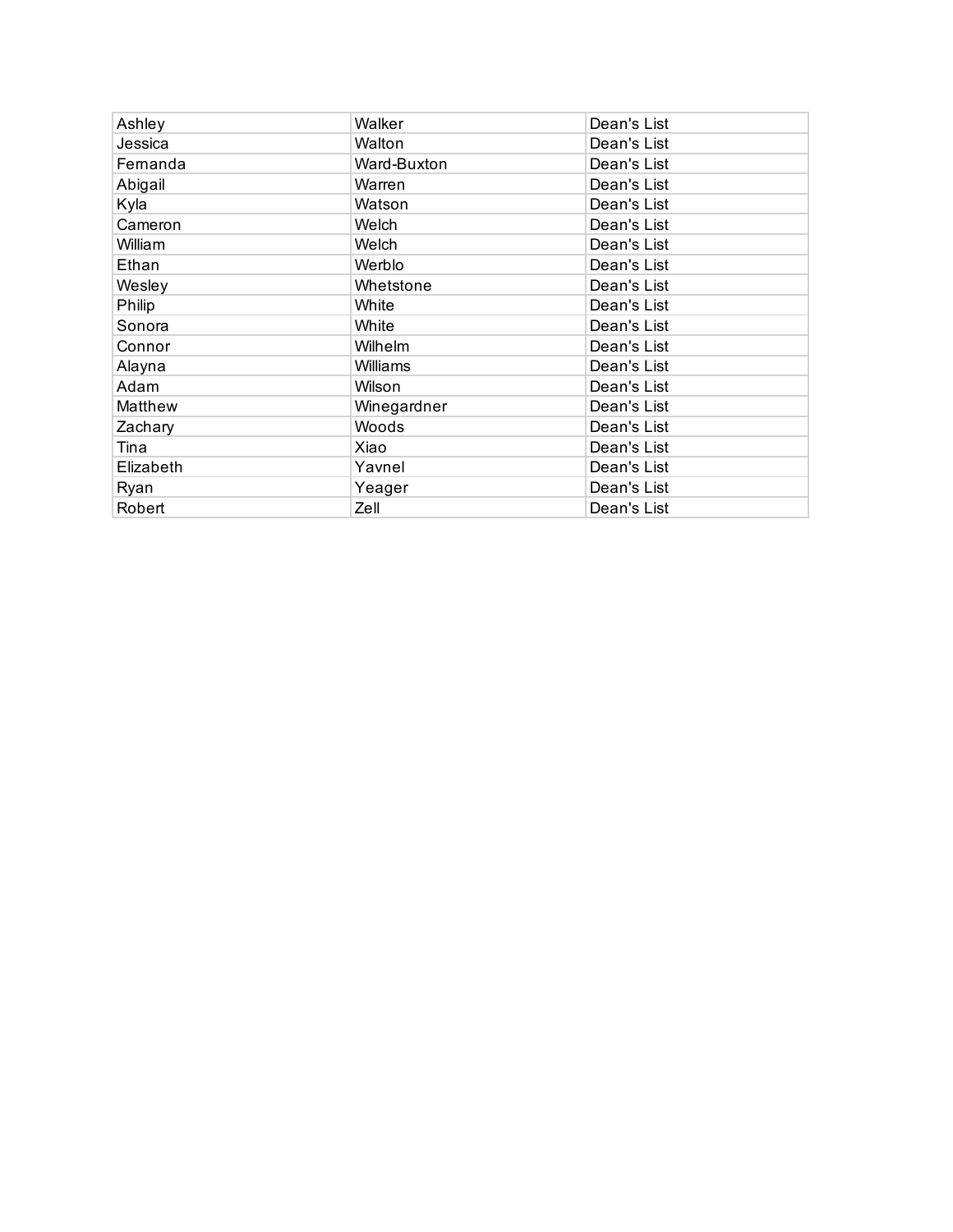| | | |
|---|---|---|
| Ashley | Walker | Dean's List |
| Jessica | Walton | Dean's List |
| Fernanda | Ward-Buxton | Dean's List |
| Abigail | Warren | Dean's List |
| Kyla | Watson | Dean's List |
| Cameron | Welch | Dean's List |
| William | Welch | Dean's List |
| Ethan | Werblo | Dean's List |
| Wesley | Whetstone | Dean's List |
| Philip | White | Dean's List |
| Sonora | White | Dean's List |
| Connor | Wilhelm | Dean's List |
| Alayna | Williams | Dean's List |
| Adam | Wilson | Dean's List |
| Matthew | Winegardner | Dean's List |
| Zachary | Woods | Dean's List |
| Tina | Xiao | Dean's List |
| Elizabeth | Yavnel | Dean's List |
| Ryan | Yeager | Dean's List |
| Robert | Zell | Dean's List |